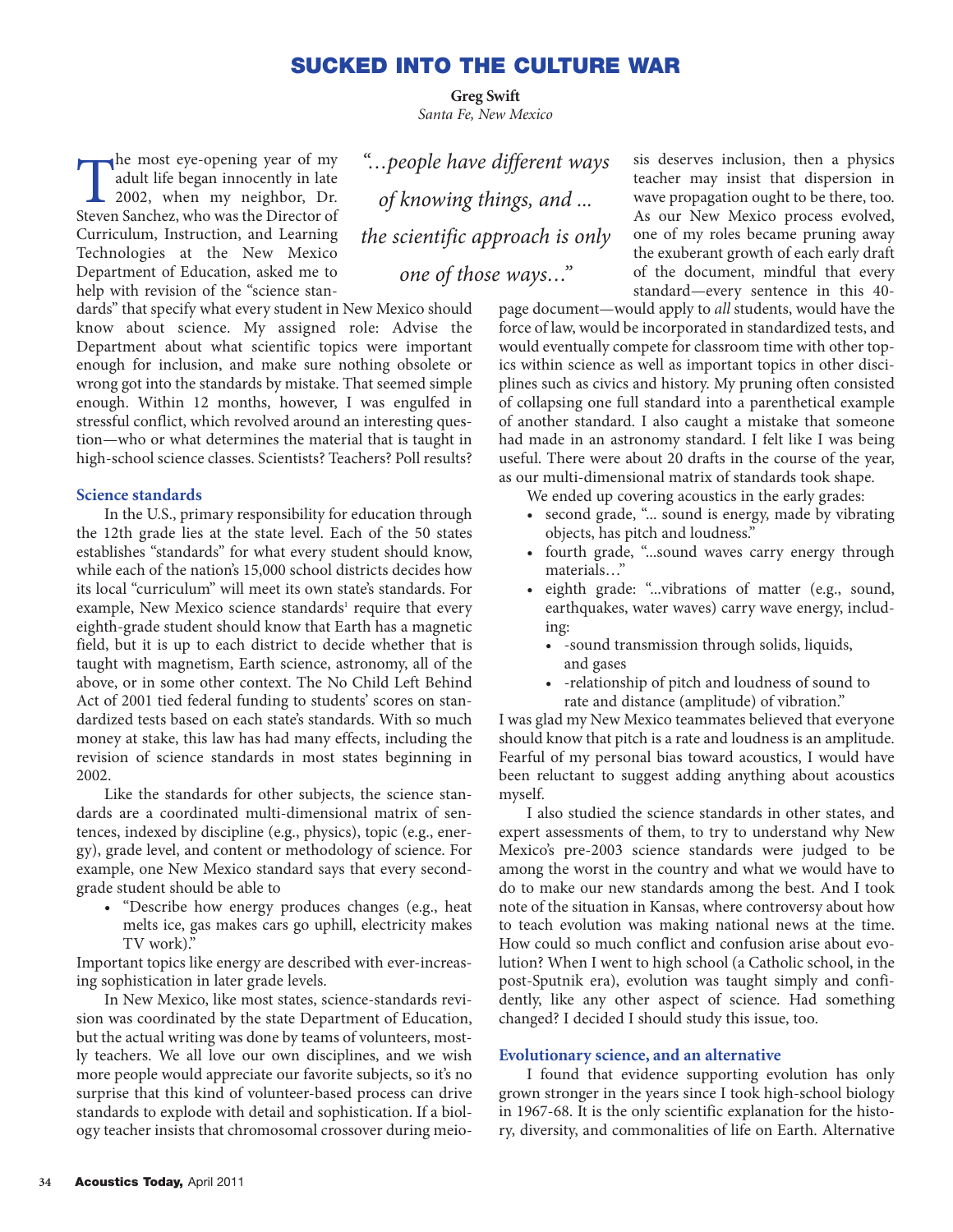# SUCKED INTO THE CULTURE WAR

**Greg Swift**
*Santa Fe, New Mexico*

> *"…people have different ways of knowing things, and ... the scientific approach is only one of those ways…"*

The most eye-opening year of my adult life began innocently in late 2002, when my neighbor, Dr. Steven Sanchez, who was the Director of Curriculum, Instruction, and Learning Technologies at the New Mexico Department of Education, asked me to help with revision of the "science standards" that specify what every student in New Mexico should know about science. My assigned role: Advise the Department about what scientific topics were important enough for inclusion, and make sure nothing obsolete or wrong got into the standards by mistake. That seemed simple enough. Within 12 months, however, I was engulfed in stressful conflict, which revolved around an interesting question—who or what determines the material that is taught in high-school science classes. Scientists? Teachers? Poll results?

## Science standards

In the U.S., primary responsibility for education through the 12th grade lies at the state level. Each of the 50 states establishes "standards" for what every student should know, while each of the nation's 15,000 school districts decides how its local "curriculum" will meet its own state's standards. For example, New Mexico science standards[1] require that every eighth-grade student should know that Earth has a magnetic field, but it is up to each district to decide whether that is taught with magnetism, Earth science, astronomy, all of the above, or in some other context. The No Child Left Behind Act of 2001 tied federal funding to students' scores on standardized tests based on each state's standards. With so much money at stake, this law has had many effects, including the revision of science standards in most states beginning in 2002.

Like the standards for other subjects, the science standards are a coordinated multi-dimensional matrix of sentences, indexed by discipline (e.g., physics), topic (e.g., energy), grade level, and content or methodology of science. For example, one New Mexico standard says that every second-grade student should be able to

- "Describe how energy produces changes (e.g., heat melts ice, gas makes cars go uphill, electricity makes TV work)."

Important topics like energy are described with ever-increasing sophistication in later grade levels.

In New Mexico, like most states, science-standards revision was coordinated by the state Department of Education, but the actual writing was done by teams of volunteers, mostly teachers. We all love our own disciplines, and we wish more people would appreciate our favorite subjects, so it's no surprise that this kind of volunteer-based process can drive standards to explode with detail and sophistication. If a biology teacher insists that chromosomal crossover during meiosis deserves inclusion, then a physics teacher may insist that dispersion in wave propagation ought to be there, too. As our New Mexico process evolved, one of my roles became pruning away the exuberant growth of each early draft of the document, mindful that every standard—every sentence in this 40-page document—would apply to *all* students, would have the force of law, would be incorporated in standardized tests, and would eventually compete for classroom time with other topics within science as well as important topics in other disciplines such as civics and history. My pruning often consisted of collapsing one full standard into a parenthetical example of another standard. I also caught a mistake that someone had made in an astronomy standard. I felt like I was being useful. There were about 20 drafts in the course of the year, as our multi-dimensional matrix of standards took shape.

We ended up covering acoustics in the early grades:

- second grade, "... sound is energy, made by vibrating objects, has pitch and loudness."
- fourth grade, "...sound waves carry energy through materials…"
- eighth grade: "...vibrations of matter (e.g., sound, earthquakes, water waves) carry wave energy, including:
  - -sound transmission through solids, liquids, and gases
  - -relationship of pitch and loudness of sound to rate and distance (amplitude) of vibration."

I was glad my New Mexico teammates believed that everyone should know that pitch is a rate and loudness is an amplitude. Fearful of my personal bias toward acoustics, I would have been reluctant to suggest adding anything about acoustics myself.

I also studied the science standards in other states, and expert assessments of them, to try to understand why New Mexico's pre-2003 science standards were judged to be among the worst in the country and what we would have to do to make our new standards among the best. And I took note of the situation in Kansas, where controversy about how to teach evolution was making national news at the time. How could so much conflict and confusion arise about evolution? When I went to high school (a Catholic school, in the post-Sputnik era), evolution was taught simply and confidently, like any other aspect of science. Had something changed? I decided I should study this issue, too.

## Evolutionary science, and an alternative

I found that evidence supporting evolution has only grown stronger in the years since I took high-school biology in 1967-68. It is the only scientific explanation for the history, diversity, and commonalities of life on Earth. Alternative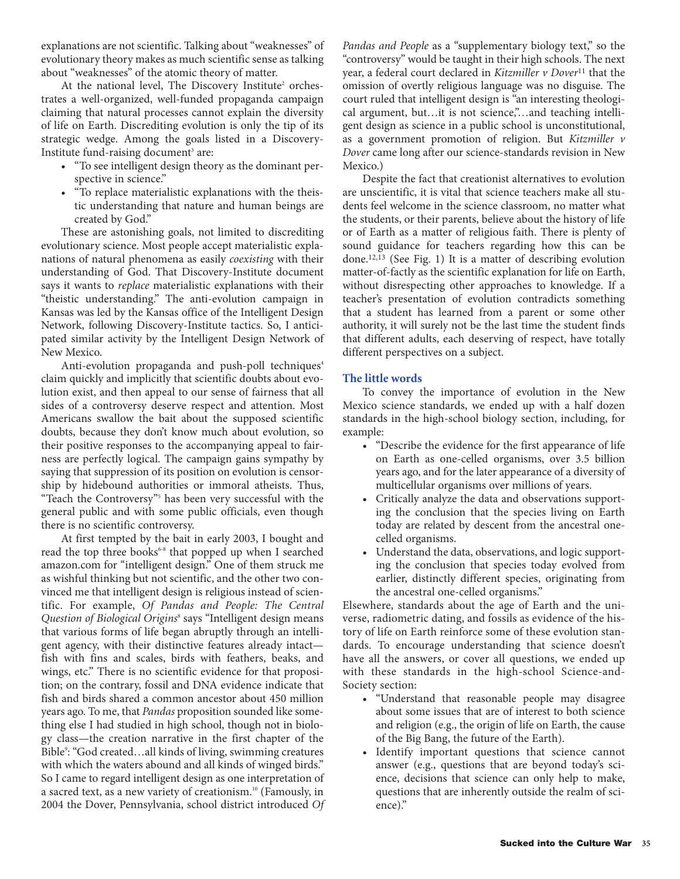explanations are not scientific. Talking about "weaknesses" of evolutionary theory makes as much scientific sense as talking about "weaknesses" of the atomic theory of matter.

At the national level, The Discovery Institute[2] orchestrates a well-organized, well-funded propaganda campaign claiming that natural processes cannot explain the diversity of life on Earth. Discrediting evolution is only the tip of its strategic wedge. Among the goals listed in a Discovery-Institute fund-raising document[3] are:

- "To see intelligent design theory as the dominant perspective in science."
- "To replace materialistic explanations with the theistic understanding that nature and human beings are created by God."

These are astonishing goals, not limited to discrediting evolutionary science. Most people accept materialistic explanations of natural phenomena as easily *coexisting* with their understanding of God. That Discovery-Institute document says it wants to *replace* materialistic explanations with their "theistic understanding." The anti-evolution campaign in Kansas was led by the Kansas office of the Intelligent Design Network, following Discovery-Institute tactics. So, I anticipated similar activity by the Intelligent Design Network of New Mexico.

Anti-evolution propaganda and push-poll techniques[4] claim quickly and implicitly that scientific doubts about evolution exist, and then appeal to our sense of fairness that all sides of a controversy deserve respect and attention. Most Americans swallow the bait about the supposed scientific doubts, because they don't know much about evolution, so their positive responses to the accompanying appeal to fairness are perfectly logical. The campaign gains sympathy by saying that suppression of its position on evolution is censorship by hidebound authorities or immoral atheists. Thus, "Teach the Controversy"[5] has been very successful with the general public and with some public officials, even though there is no scientific controversy.

At first tempted by the bait in early 2003, I bought and read the top three books[6-8] that popped up when I searched amazon.com for "intelligent design." One of them struck me as wishful thinking but not scientific, and the other two convinced me that intelligent design is religious instead of scientific. For example, *Of Pandas and People: The Central Question of Biological Origins*[8] says "Intelligent design means that various forms of life began abruptly through an intelligent agency, with their distinctive features already intact—fish with fins and scales, birds with feathers, beaks, and wings, etc." There is no scientific evidence for that proposition; on the contrary, fossil and DNA evidence indicate that fish and birds shared a common ancestor about 450 million years ago. To me, that *Pandas* proposition sounded like something else I had studied in high school, though not in biology class—the creation narrative in the first chapter of the Bible[9]: "God created…all kinds of living, swimming creatures with which the waters abound and all kinds of winged birds." So I came to regard intelligent design as one interpretation of a sacred text, as a new variety of creationism.[10] (Famously, in 2004 the Dover, Pennsylvania, school district introduced *Of Pandas and People* as a "supplementary biology text," so the "controversy" would be taught in their high schools. The next year, a federal court declared in *Kitzmiller v Dover*[11] that the omission of overtly religious language was no disguise. The court ruled that intelligent design is "an interesting theological argument, but…it is not science,"…and teaching intelligent design as science in a public school is unconstitutional, as a government promotion of religion. But *Kitzmiller v Dover* came long after our science-standards revision in New Mexico.)

Despite the fact that creationist alternatives to evolution are unscientific, it is vital that science teachers make all students feel welcome in the science classroom, no matter what the students, or their parents, believe about the history of life or of Earth as a matter of religious faith. There is plenty of sound guidance for teachers regarding how this can be done.[12,13] (See Fig. 1) It is a matter of describing evolution matter-of-factly as the scientific explanation for life on Earth, without disrespecting other approaches to knowledge. If a teacher's presentation of evolution contradicts something that a student has learned from a parent or some other authority, it will surely not be the last time the student finds that different adults, each deserving of respect, have totally different perspectives on a subject.

## The little words

To convey the importance of evolution in the New Mexico science standards, we ended up with a half dozen standards in the high-school biology section, including, for example:

- "Describe the evidence for the first appearance of life on Earth as one-celled organisms, over 3.5 billion years ago, and for the later appearance of a diversity of multicellular organisms over millions of years.
- Critically analyze the data and observations supporting the conclusion that the species living on Earth today are related by descent from the ancestral one-celled organisms.
- Understand the data, observations, and logic supporting the conclusion that species today evolved from earlier, distinctly different species, originating from the ancestral one-celled organisms."

Elsewhere, standards about the age of Earth and the universe, radiometric dating, and fossils as evidence of the history of life on Earth reinforce some of these evolution standards. To encourage understanding that science doesn't have all the answers, or cover all questions, we ended up with these standards in the high-school Science-and-Society section:

- "Understand that reasonable people may disagree about some issues that are of interest to both science and religion (e.g., the origin of life on Earth, the cause of the Big Bang, the future of the Earth).
- Identify important questions that science cannot answer (e.g., questions that are beyond today's science, decisions that science can only help to make, questions that are inherently outside the realm of science)."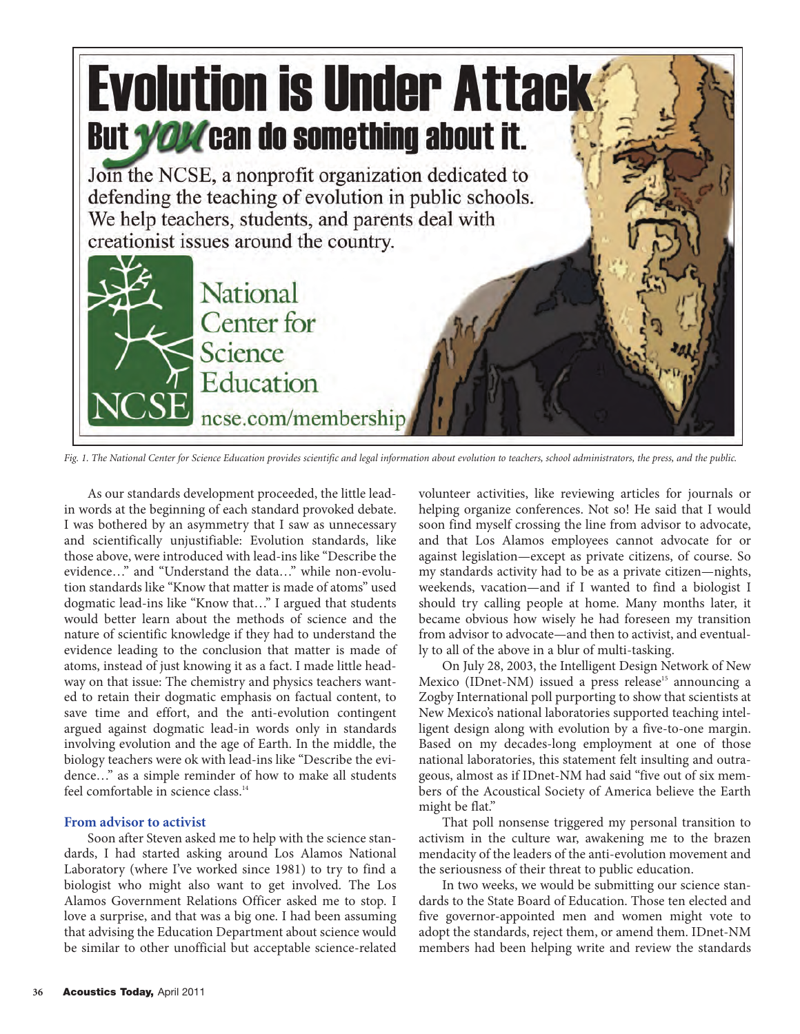*Fig. 1. The National Center for Science Education provides scientific and legal information about evolution to teachers, school administrators, the press, and the public.*

As our standards development proceeded, the little lead-in words at the beginning of each standard provoked debate. I was bothered by an asymmetry that I saw as unnecessary and scientifically unjustifiable: Evolution standards, like those above, were introduced with lead-ins like "Describe the evidence…" and "Understand the data…" while non-evolution standards like "Know that matter is made of atoms" used dogmatic lead-ins like "Know that…" I argued that students would better learn about the methods of science and the nature of scientific knowledge if they had to understand the evidence leading to the conclusion that matter is made of atoms, instead of just knowing it as a fact. I made little headway on that issue: The chemistry and physics teachers wanted to retain their dogmatic emphasis on factual content, to save time and effort, and the anti-evolution contingent argued against dogmatic lead-in words only in standards involving evolution and the age of Earth. In the middle, the biology teachers were ok with lead-ins like "Describe the evidence…" as a simple reminder of how to make all students feel comfortable in science class.[14]

### From advisor to activist

Soon after Steven asked me to help with the science standards, I had started asking around Los Alamos National Laboratory (where I've worked since 1981) to try to find a biologist who might also want to get involved. The Los Alamos Government Relations Officer asked me to stop. I love a surprise, and that was a big one. I had been assuming that advising the Education Department about science would be similar to other unofficial but acceptable science-related volunteer activities, like reviewing articles for journals or helping organize conferences. Not so! He said that I would soon find myself crossing the line from advisor to advocate, and that Los Alamos employees cannot advocate for or against legislation—except as private citizens, of course. So my standards activity had to be as a private citizen—nights, weekends, vacation—and if I wanted to find a biologist I should try calling people at home. Many months later, it became obvious how wisely he had foreseen my transition from advisor to advocate—and then to activist, and eventually to all of the above in a blur of multi-tasking.

On July 28, 2003, the Intelligent Design Network of New Mexico (IDnet-NM) issued a press release[15] announcing a Zogby International poll purporting to show that scientists at New Mexico's national laboratories supported teaching intelligent design along with evolution by a five-to-one margin. Based on my decades-long employment at one of those national laboratories, this statement felt insulting and outrageous, almost as if IDnet-NM had said "five out of six members of the Acoustical Society of America believe the Earth might be flat."

That poll nonsense triggered my personal transition to activism in the culture war, awakening me to the brazen mendacity of the leaders of the anti-evolution movement and the seriousness of their threat to public education.

In two weeks, we would be submitting our science standards to the State Board of Education. Those ten elected and five governor-appointed men and women might vote to adopt the standards, reject them, or amend them. IDnet-NM members had been helping write and review the standards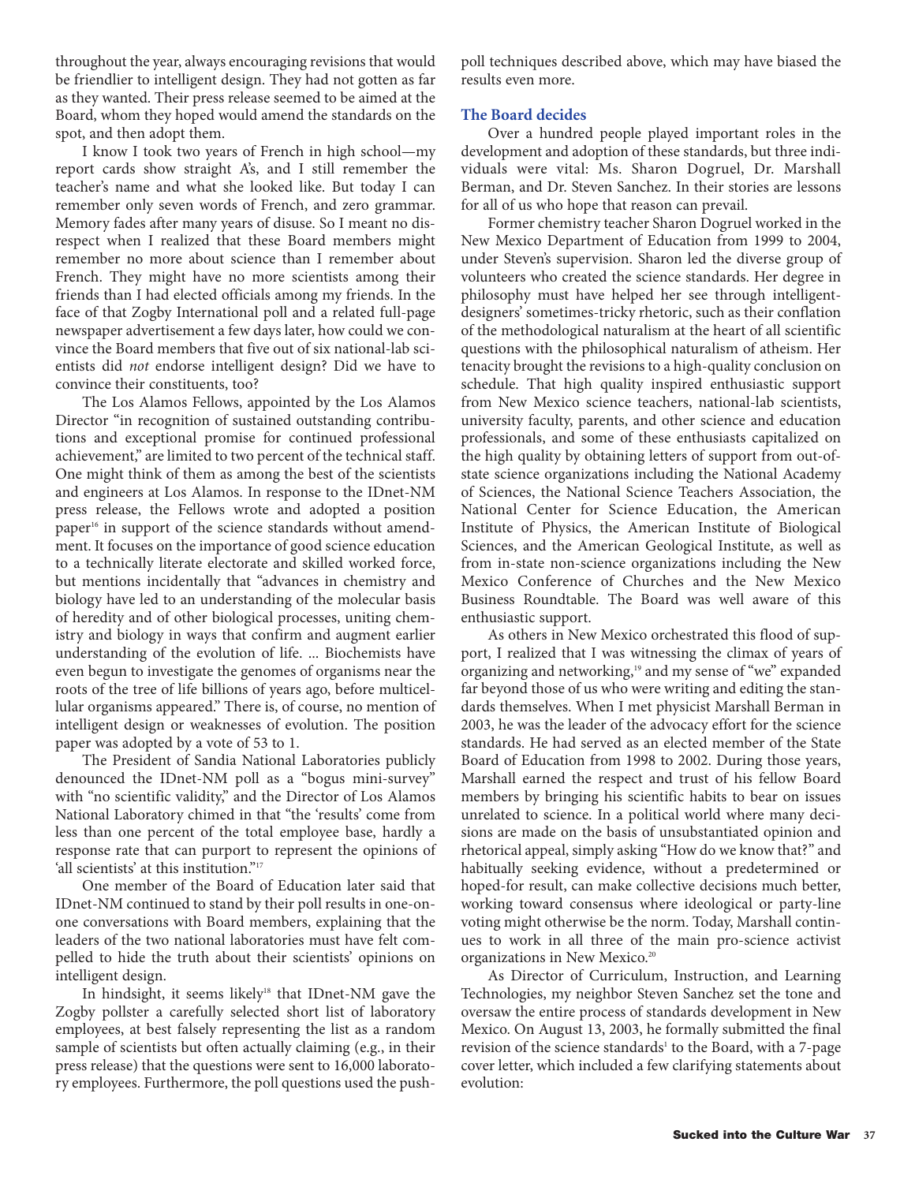throughout the year, always encouraging revisions that would be friendlier to intelligent design. They had not gotten as far as they wanted. Their press release seemed to be aimed at the Board, whom they hoped would amend the standards on the spot, and then adopt them.

I know I took two years of French in high school—my report cards show straight A's, and I still remember the teacher's name and what she looked like. But today I can remember only seven words of French, and zero grammar. Memory fades after many years of disuse. So I meant no disrespect when I realized that these Board members might remember no more about science than I remember about French. They might have no more scientists among their friends than I had elected officials among my friends. In the face of that Zogby International poll and a related full-page newspaper advertisement a few days later, how could we convince the Board members that five out of six national-lab scientists did *not* endorse intelligent design? Did we have to convince their constituents, too?

The Los Alamos Fellows, appointed by the Los Alamos Director "in recognition of sustained outstanding contributions and exceptional promise for continued professional achievement," are limited to two percent of the technical staff. One might think of them as among the best of the scientists and engineers at Los Alamos. In response to the IDnet-NM press release, the Fellows wrote and adopted a position paper[16] in support of the science standards without amendment. It focuses on the importance of good science education to a technically literate electorate and skilled worked force, but mentions incidentally that "advances in chemistry and biology have led to an understanding of the molecular basis of heredity and of other biological processes, uniting chemistry and biology in ways that confirm and augment earlier understanding of the evolution of life. ... Biochemists have even begun to investigate the genomes of organisms near the roots of the tree of life billions of years ago, before multicellular organisms appeared." There is, of course, no mention of intelligent design or weaknesses of evolution. The position paper was adopted by a vote of 53 to 1.

The President of Sandia National Laboratories publicly denounced the IDnet-NM poll as a "bogus mini-survey" with "no scientific validity," and the Director of Los Alamos National Laboratory chimed in that "the 'results' come from less than one percent of the total employee base, hardly a response rate that can purport to represent the opinions of 'all scientists' at this institution."[17]

One member of the Board of Education later said that IDnet-NM continued to stand by their poll results in one-on-one conversations with Board members, explaining that the leaders of the two national laboratories must have felt compelled to hide the truth about their scientists' opinions on intelligent design.

In hindsight, it seems likely[18] that IDnet-NM gave the Zogby pollster a carefully selected short list of laboratory employees, at best falsely representing the list as a random sample of scientists but often actually claiming (e.g., in their press release) that the questions were sent to 16,000 laboratory employees. Furthermore, the poll questions used the push-poll techniques described above, which may have biased the results even more.

## The Board decides

Over a hundred people played important roles in the development and adoption of these standards, but three individuals were vital: Ms. Sharon Dogruel, Dr. Marshall Berman, and Dr. Steven Sanchez. In their stories are lessons for all of us who hope that reason can prevail.

Former chemistry teacher Sharon Dogruel worked in the New Mexico Department of Education from 1999 to 2004, under Steven's supervision. Sharon led the diverse group of volunteers who created the science standards. Her degree in philosophy must have helped her see through intelligent-designers' sometimes-tricky rhetoric, such as their conflation of the methodological naturalism at the heart of all scientific questions with the philosophical naturalism of atheism. Her tenacity brought the revisions to a high-quality conclusion on schedule. That high quality inspired enthusiastic support from New Mexico science teachers, national-lab scientists, university faculty, parents, and other science and education professionals, and some of these enthusiasts capitalized on the high quality by obtaining letters of support from out-of-state science organizations including the National Academy of Sciences, the National Science Teachers Association, the National Center for Science Education, the American Institute of Physics, the American Institute of Biological Sciences, and the American Geological Institute, as well as from in-state non-science organizations including the New Mexico Conference of Churches and the New Mexico Business Roundtable. The Board was well aware of this enthusiastic support.

As others in New Mexico orchestrated this flood of support, I realized that I was witnessing the climax of years of organizing and networking,[19] and my sense of "we" expanded far beyond those of us who were writing and editing the standards themselves. When I met physicist Marshall Berman in 2003, he was the leader of the advocacy effort for the science standards. He had served as an elected member of the State Board of Education from 1998 to 2002. During those years, Marshall earned the respect and trust of his fellow Board members by bringing his scientific habits to bear on issues unrelated to science. In a political world where many decisions are made on the basis of unsubstantiated opinion and rhetorical appeal, simply asking "How do we know that?" and habitually seeking evidence, without a predetermined or hoped-for result, can make collective decisions much better, working toward consensus where ideological or party-line voting might otherwise be the norm. Today, Marshall continues to work in all three of the main pro-science activist organizations in New Mexico.[20]

As Director of Curriculum, Instruction, and Learning Technologies, my neighbor Steven Sanchez set the tone and oversaw the entire process of standards development in New Mexico. On August 13, 2003, he formally submitted the final revision of the science standards[1] to the Board, with a 7-page cover letter, which included a few clarifying statements about evolution: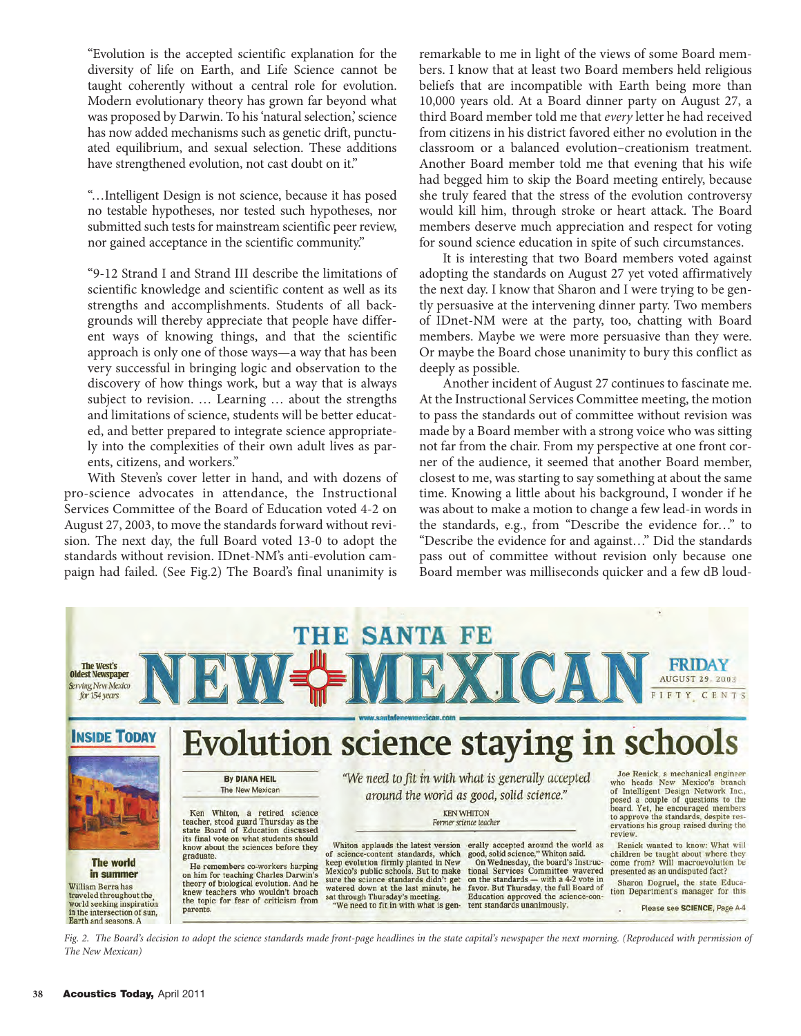"Evolution is the accepted scientific explanation for the diversity of life on Earth, and Life Science cannot be taught coherently without a central role for evolution. Modern evolutionary theory has grown far beyond what was proposed by Darwin. To his 'natural selection,' science has now added mechanisms such as genetic drift, punctuated equilibrium, and sexual selection. These additions have strengthened evolution, not cast doubt on it."

"…Intelligent Design is not science, because it has posed no testable hypotheses, nor tested such hypotheses, nor submitted such tests for mainstream scientific peer review, nor gained acceptance in the scientific community."

"9-12 Strand I and Strand III describe the limitations of scientific knowledge and scientific content as well as its strengths and accomplishments. Students of all backgrounds will thereby appreciate that people have different ways of knowing things, and that the scientific approach is only one of those ways—a way that has been very successful in bringing logic and observation to the discovery of how things work, but a way that is always subject to revision. … Learning … about the strengths and limitations of science, students will be better educated, and better prepared to integrate science appropriately into the complexities of their own adult lives as parents, citizens, and workers."

With Steven's cover letter in hand, and with dozens of pro-science advocates in attendance, the Instructional Services Committee of the Board of Education voted 4-2 on August 27, 2003, to move the standards forward without revision. The next day, the full Board voted 13-0 to adopt the standards without revision. IDnet-NM's anti-evolution campaign had failed. (See Fig.2) The Board's final unanimity is remarkable to me in light of the views of some Board members. I know that at least two Board members held religious beliefs that are incompatible with Earth being more than 10,000 years old. At a Board dinner party on August 27, a third Board member told me that *every* letter he had received from citizens in his district favored either no evolution in the classroom or a balanced evolution–creationism treatment. Another Board member told me that evening that his wife had begged him to skip the Board meeting entirely, because she truly feared that the stress of the evolution controversy would kill him, through stroke or heart attack. The Board members deserve much appreciation and respect for voting for sound science education in spite of such circumstances.

It is interesting that two Board members voted against adopting the standards on August 27 yet voted affirmatively the next day. I know that Sharon and I were trying to be gently persuasive at the intervening dinner party. Two members of IDnet-NM were at the party, too, chatting with Board members. Maybe we were more persuasive than they were. Or maybe the Board chose unanimity to bury this conflict as deeply as possible.

Another incident of August 27 continues to fascinate me. At the Instructional Services Committee meeting, the motion to pass the standards out of committee without revision was made by a Board member with a strong voice who was sitting not far from the chair. From my perspective at one front corner of the audience, it seemed that another Board member, closest to me, was starting to say something at about the same time. Knowing a little about his background, I wonder if he was about to make a motion to change a few lead-in words in the standards, e.g., from "Describe the evidence for…" to "Describe the evidence for and against…" Did the standards pass out of committee without revision only because one Board member was milliseconds quicker and a few dB loud-

*Fig. 2. The Board's decision to adopt the science standards made front-page headlines in the state capital's newspaper the next morning. (Reproduced with permission of The New Mexican)*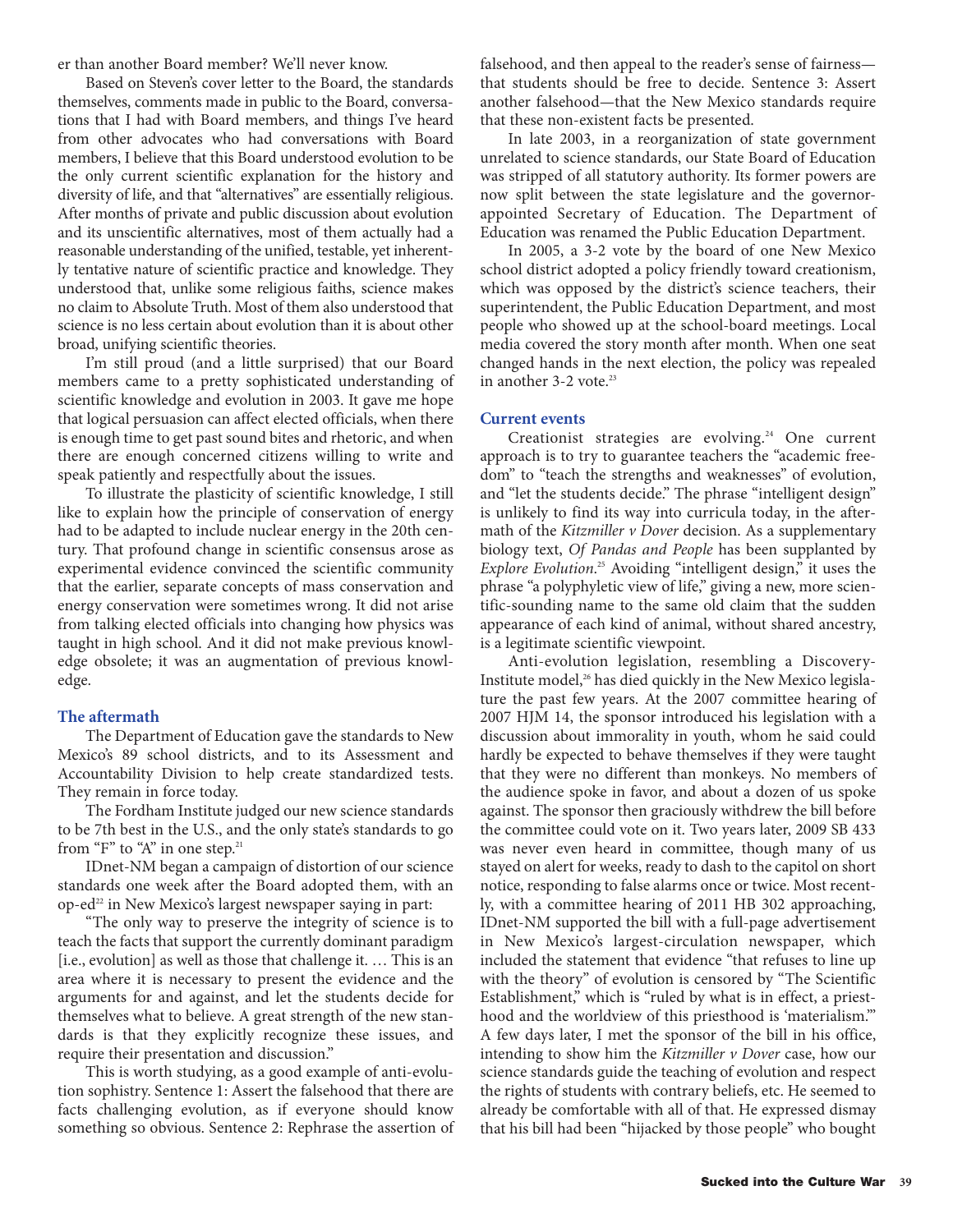er than another Board member? We'll never know.

Based on Steven's cover letter to the Board, the standards themselves, comments made in public to the Board, conversations that I had with Board members, and things I've heard from other advocates who had conversations with Board members, I believe that this Board understood evolution to be the only current scientific explanation for the history and diversity of life, and that "alternatives" are essentially religious. After months of private and public discussion about evolution and its unscientific alternatives, most of them actually had a reasonable understanding of the unified, testable, yet inherently tentative nature of scientific practice and knowledge. They understood that, unlike some religious faiths, science makes no claim to Absolute Truth. Most of them also understood that science is no less certain about evolution than it is about other broad, unifying scientific theories.

I'm still proud (and a little surprised) that our Board members came to a pretty sophisticated understanding of scientific knowledge and evolution in 2003. It gave me hope that logical persuasion can affect elected officials, when there is enough time to get past sound bites and rhetoric, and when there are enough concerned citizens willing to write and speak patiently and respectfully about the issues.

To illustrate the plasticity of scientific knowledge, I still like to explain how the principle of conservation of energy had to be adapted to include nuclear energy in the 20th century. That profound change in scientific consensus arose as experimental evidence convinced the scientific community that the earlier, separate concepts of mass conservation and energy conservation were sometimes wrong. It did not arise from talking elected officials into changing how physics was taught in high school. And it did not make previous knowledge obsolete; it was an augmentation of previous knowledge.

## The aftermath

The Department of Education gave the standards to New Mexico's 89 school districts, and to its Assessment and Accountability Division to help create standardized tests. They remain in force today.

The Fordham Institute judged our new science standards to be 7th best in the U.S., and the only state's standards to go from "F" to "A" in one step.[21]

IDnet-NM began a campaign of distortion of our science standards one week after the Board adopted them, with an op-ed[22] in New Mexico's largest newspaper saying in part:

"The only way to preserve the integrity of science is to teach the facts that support the currently dominant paradigm [i.e., evolution] as well as those that challenge it. … This is an area where it is necessary to present the evidence and the arguments for and against, and let the students decide for themselves what to believe. A great strength of the new standards is that they explicitly recognize these issues, and require their presentation and discussion."

This is worth studying, as a good example of anti-evolution sophistry. Sentence 1: Assert the falsehood that there are facts challenging evolution, as if everyone should know something so obvious. Sentence 2: Rephrase the assertion of falsehood, and then appeal to the reader's sense of fairness—that students should be free to decide. Sentence 3: Assert another falsehood—that the New Mexico standards require that these non-existent facts be presented.

In late 2003, in a reorganization of state government unrelated to science standards, our State Board of Education was stripped of all statutory authority. Its former powers are now split between the state legislature and the governor-appointed Secretary of Education. The Department of Education was renamed the Public Education Department.

In 2005, a 3-2 vote by the board of one New Mexico school district adopted a policy friendly toward creationism, which was opposed by the district's science teachers, their superintendent, the Public Education Department, and most people who showed up at the school-board meetings. Local media covered the story month after month. When one seat changed hands in the next election, the policy was repealed in another 3-2 vote.[23]

## Current events

Creationist strategies are evolving.[24] One current approach is to try to guarantee teachers the "academic freedom" to "teach the strengths and weaknesses" of evolution, and "let the students decide." The phrase "intelligent design" is unlikely to find its way into curricula today, in the aftermath of the *Kitzmiller v Dover* decision. As a supplementary biology text, *Of Pandas and People* has been supplanted by *Explore Evolution*.[25] Avoiding "intelligent design," it uses the phrase "a polyphyletic view of life," giving a new, more scientific-sounding name to the same old claim that the sudden appearance of each kind of animal, without shared ancestry, is a legitimate scientific viewpoint.

Anti-evolution legislation, resembling a Discovery-Institute model,[26] has died quickly in the New Mexico legislature the past few years. At the 2007 committee hearing of 2007 HJM 14, the sponsor introduced his legislation with a discussion about immorality in youth, whom he said could hardly be expected to behave themselves if they were taught that they were no different than monkeys. No members of the audience spoke in favor, and about a dozen of us spoke against. The sponsor then graciously withdrew the bill before the committee could vote on it. Two years later, 2009 SB 433 was never even heard in committee, though many of us stayed on alert for weeks, ready to dash to the capitol on short notice, responding to false alarms once or twice. Most recently, with a committee hearing of 2011 HB 302 approaching, IDnet-NM supported the bill with a full-page advertisement in New Mexico's largest-circulation newspaper, which included the statement that evidence "that refuses to line up with the theory" of evolution is censored by "The Scientific Establishment," which is "ruled by what is in effect, a priesthood and the worldview of this priesthood is 'materialism.'" A few days later, I met the sponsor of the bill in his office, intending to show him the *Kitzmiller v Dover* case, how our science standards guide the teaching of evolution and respect the rights of students with contrary beliefs, etc. He seemed to already be comfortable with all of that. He expressed dismay that his bill had been "hijacked by those people" who bought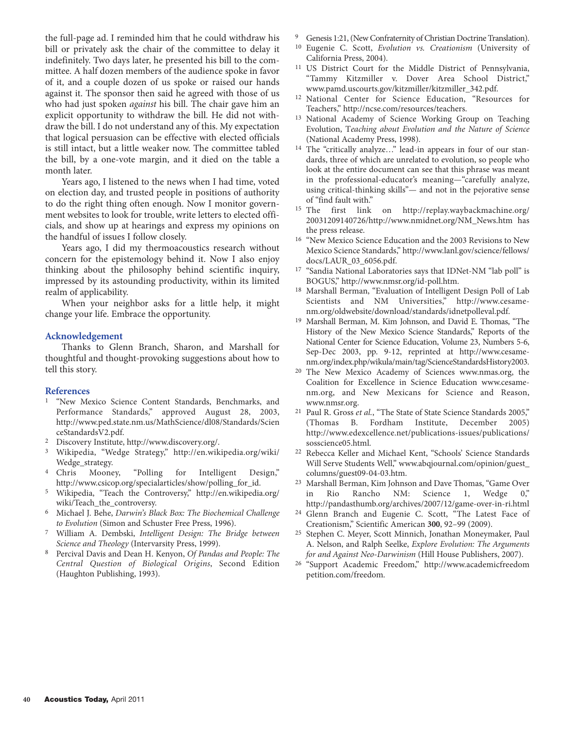the full-page ad. I reminded him that he could withdraw his bill or privately ask the chair of the committee to delay it indefinitely. Two days later, he presented his bill to the committee. A half dozen members of the audience spoke in favor of it, and a couple dozen of us spoke or raised our hands against it. The sponsor then said he agreed with those of us who had just spoken *against* his bill. The chair gave him an explicit opportunity to withdraw the bill. He did not withdraw the bill. I do not understand any of this. My expectation that logical persuasion can be effective with elected officials is still intact, but a little weaker now. The committee tabled the bill, by a one-vote margin, and it died on the table a month later.

Years ago, I listened to the news when I had time, voted on election day, and trusted people in positions of authority to do the right thing often enough. Now I monitor government websites to look for trouble, write letters to elected officials, and show up at hearings and express my opinions on the handful of issues I follow closely.

Years ago, I did my thermoacoustics research without concern for the epistemology behind it. Now I also enjoy thinking about the philosophy behind scientific inquiry, impressed by its astounding productivity, within its limited realm of applicability.

When your neighbor asks for a little help, it might change your life. Embrace the opportunity.

## Acknowledgement

Thanks to Glenn Branch, Sharon, and Marshall for thoughtful and thought-provoking suggestions about how to tell this story.

## References

1. "New Mexico Science Content Standards, Benchmarks, and Performance Standards," approved August 28, 2003, http://www.ped.state.nm.us/MathScience/dl08/Standards/ScienceStandardsV2.pdf.
2. Discovery Institute, http://www.discovery.org/.
3. Wikipedia, "Wedge Strategy," http://en.wikipedia.org/wiki/Wedge_strategy.
4. Chris Mooney, "Polling for Intelligent Design," http://www.csicop.org/specialarticles/show/polling_for_id.
5. Wikipedia, "Teach the Controversy," http://en.wikipedia.org/wiki/Teach_the_controversy.
6. Michael J. Behe, *Darwin's Black Box: The Biochemical Challenge to Evolution* (Simon and Schuster Free Press, 1996).
7. William A. Dembski, *Intelligent Design: The Bridge between Science and Theology* (Intervarsity Press, 1999).
8. Percival Davis and Dean H. Kenyon, *Of Pandas and People: The Central Question of Biological Origins*, Second Edition (Haughton Publishing, 1993).
9. Genesis 1:21, (New Confraternity of Christian Doctrine Translation).
10. Eugenie C. Scott, *Evolution vs. Creationism* (University of California Press, 2004).
11. US District Court for the Middle District of Pennsylvania, "Tammy Kitzmiller v. Dover Area School District," www.pamd.uscourts.gov/kitzmiller/kitzmiller_342.pdf.
12. National Center for Science Education, "Resources for Teachers," http://ncse.com/resources/teachers.
13. National Academy of Science Working Group on Teaching Evolution, T*eaching about Evolution and the Nature of Science* (National Academy Press, 1998).
14. The "critically analyze…" lead-in appears in four of our standards, three of which are unrelated to evolution, so people who look at the entire document can see that this phrase was meant in the professional-educator's meaning—"carefully analyze, using critical-thinking skills"— and not in the pejorative sense of "find fault with."
15. The first link on http://replay.waybackmachine.org/20031209140726/http://www.nmidnet.org/NM_News.htm has the press release.
16. "New Mexico Science Education and the 2003 Revisions to New Mexico Science Standards," http://www.lanl.gov/science/fellows/docs/LAUR_03_6056.pdf.
17. "Sandia National Laboratories says that IDNet-NM "lab poll" is BOGUS," http://www.nmsr.org/id-poll.htm.
18. Marshall Berman, "Evaluation of Intelligent Design Poll of Lab Scientists and NM Universities," http://www.cesame-nm.org/oldwebsite/download/standards/idnetpolleval.pdf.
19. Marshall Berman, M. Kim Johnson, and David E. Thomas, "The History of the New Mexico Science Standards," Reports of the National Center for Science Education, Volume 23, Numbers 5-6, Sep-Dec 2003, pp. 9-12, reprinted at http://www.cesame-nm.org/index.php/wikula/main/tag/ScienceStandardsHistory2003.
20. The New Mexico Academy of Sciences www.nmas.org, the Coalition for Excellence in Science Education www.cesame-nm.org, and New Mexicans for Science and Reason, www.nmsr.org.
21. Paul R. Gross *et al.*, "The State of State Science Standards 2005," (Thomas B. Fordham Institute, December 2005) http://www.edexcellence.net/publications-issues/publications/sosscience05.html.
22. Rebecca Keller and Michael Kent, "Schools' Science Standards Will Serve Students Well," www.abqjournal.com/opinion/guest_columns/guest09-04-03.htm.
23. Marshall Berman, Kim Johnson and Dave Thomas, "Game Over in Rio Rancho NM: Science 1, Wedge 0," http://pandasthumb.org/archives/2007/12/game-over-in-ri.html
24. Glenn Branch and Eugenie C. Scott, "The Latest Face of Creationism," Scientific American **300**, 92–99 (2009).
25. Stephen C. Meyer, Scott Minnich, Jonathan Moneymaker, Paul A. Nelson, and Ralph Seelke, *Explore Evolution: The Arguments for and Against Neo-Darwinism* (Hill House Publishers, 2007).
26. "Support Academic Freedom," http://www.academicfreedompetition.com/freedom.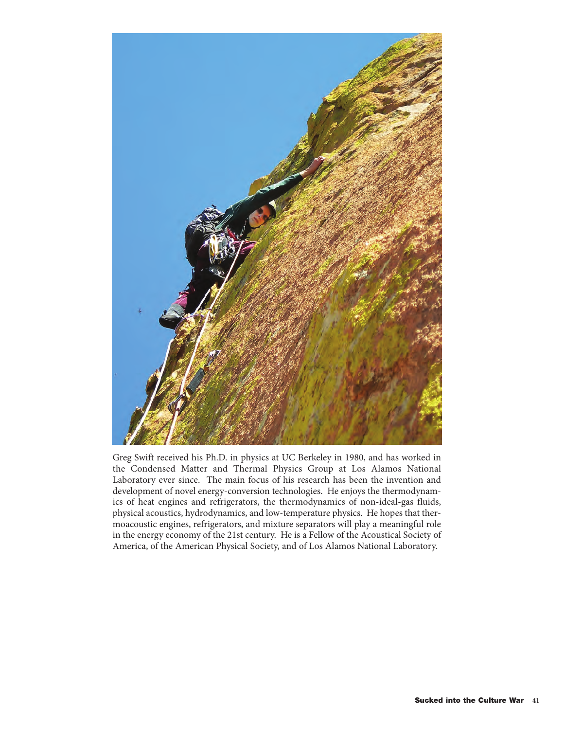Greg Swift received his Ph.D. in physics at UC Berkeley in 1980, and has worked in the Condensed Matter and Thermal Physics Group at Los Alamos National Laboratory ever since. The main focus of his research has been the invention and development of novel energy-conversion technologies. He enjoys the thermodynamics of heat engines and refrigerators, the thermodynamics of non-ideal-gas fluids, physical acoustics, hydrodynamics, and low-temperature physics. He hopes that thermoacoustic engines, refrigerators, and mixture separators will play a meaningful role in the energy economy of the 21st century. He is a Fellow of the Acoustical Society of America, of the American Physical Society, and of Los Alamos National Laboratory.